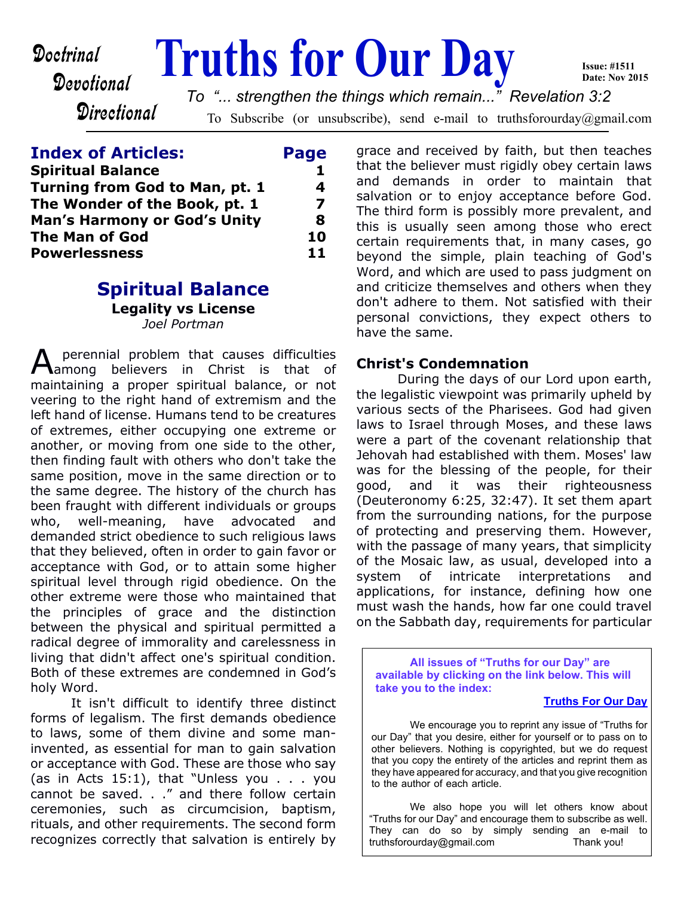Doctrinal
Devotional
Directional

# Truths for Our Day

Issue: #1511
Date: Nov 2015

*To "... strengthen the things which remain..." Revelation 3:2*

To Subscribe (or unsubscribe), send e-mail to truthsforourday@gmail.com

| **Index of Articles:** | **Page** |
|---|---|
| **Spiritual Balance** | **1** |
| **Turning from God to Man, pt. 1** | **4** |
| **The Wonder of the Book, pt. 1** | **7** |
| **Man's Harmony or God's Unity** | **8** |
| **The Man of God** | **10** |
| **Powerlessness** | **11** |

## Spiritual Balance

**Legality vs License**

*Joel Portman*

A perennial problem that causes difficulties among believers in Christ is that of maintaining a proper spiritual balance, or not veering to the right hand of extremism and the left hand of license. Humans tend to be creatures of extremes, either occupying one extreme or another, or moving from one side to the other, then finding fault with others who don't take the same position, move in the same direction or to the same degree. The history of the church has been fraught with different individuals or groups who, well-meaning, have advocated and demanded strict obedience to such religious laws that they believed, often in order to gain favor or acceptance with God, or to attain some higher spiritual level through rigid obedience. On the other extreme were those who maintained that the principles of grace and the distinction between the physical and spiritual permitted a radical degree of immorality and carelessness in living that didn't affect one's spiritual condition. Both of these extremes are condemned in God's holy Word.

It isn't difficult to identify three distinct forms of legalism. The first demands obedience to laws, some of them divine and some man-invented, as essential for man to gain salvation or acceptance with God. These are those who say (as in Acts 15:1), that "Unless you . . . you cannot be saved. . ." and there follow certain ceremonies, such as circumcision, baptism, rituals, and other requirements. The second form recognizes correctly that salvation is entirely by grace and received by faith, but then teaches that the believer must rigidly obey certain laws and demands in order to maintain that salvation or to enjoy acceptance before God. The third form is possibly more prevalent, and this is usually seen among those who erect certain requirements that, in many cases, go beyond the simple, plain teaching of God's Word, and which are used to pass judgment on and criticize themselves and others when they don't adhere to them. Not satisfied with their personal convictions, they expect others to have the same.

### Christ's Condemnation

During the days of our Lord upon earth, the legalistic viewpoint was primarily upheld by various sects of the Pharisees. God had given laws to Israel through Moses, and these laws were a part of the covenant relationship that Jehovah had established with them. Moses' law was for the blessing of the people, for their good, and it was their righteousness (Deuteronomy 6:25, 32:47). It set them apart from the surrounding nations, for the purpose of protecting and preserving them. However, with the passage of many years, that simplicity of the Mosaic law, as usual, developed into a system of intricate interpretations and applications, for instance, defining how one must wash the hands, how far one could travel on the Sabbath day, requirements for particular

---

**All issues of "Truths for our Day" are available by clicking on the link below. This will take you to the index:**

**Truths For Our Day**

We encourage you to reprint any issue of "Truths for our Day" that you desire, either for yourself or to pass on to other believers. Nothing is copyrighted, but we do request that you copy the entirety of the articles and reprint them as they have appeared for accuracy, and that you give recognition to the author of each article.

We also hope you will let others know about "Truths for our Day" and encourage them to subscribe as well. They can do so by simply sending an e-mail to truthsforourday@gmail.com Thank you!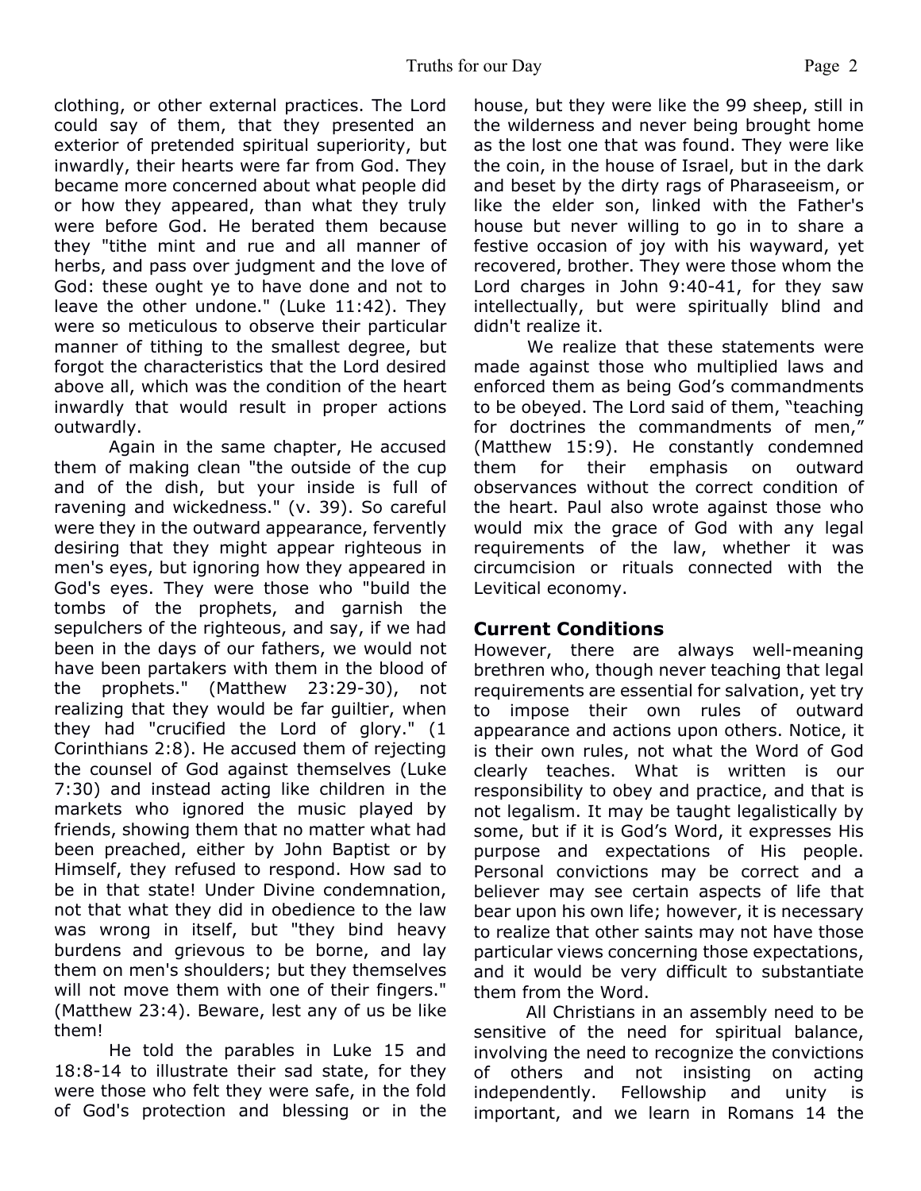clothing, or other external practices. The Lord could say of them, that they presented an exterior of pretended spiritual superiority, but inwardly, their hearts were far from God. They became more concerned about what people did or how they appeared, than what they truly were before God. He berated them because they "tithe mint and rue and all manner of herbs, and pass over judgment and the love of God: these ought ye to have done and not to leave the other undone." (Luke 11:42). They were so meticulous to observe their particular manner of tithing to the smallest degree, but forgot the characteristics that the Lord desired above all, which was the condition of the heart inwardly that would result in proper actions outwardly.

Again in the same chapter, He accused them of making clean "the outside of the cup and of the dish, but your inside is full of ravening and wickedness." (v. 39). So careful were they in the outward appearance, fervently desiring that they might appear righteous in men's eyes, but ignoring how they appeared in God's eyes. They were those who "build the tombs of the prophets, and garnish the sepulchers of the righteous, and say, if we had been in the days of our fathers, we would not have been partakers with them in the blood of the prophets." (Matthew 23:29-30), not realizing that they would be far guiltier, when they had "crucified the Lord of glory." (1 Corinthians 2:8). He accused them of rejecting the counsel of God against themselves (Luke 7:30) and instead acting like children in the markets who ignored the music played by friends, showing them that no matter what had been preached, either by John Baptist or by Himself, they refused to respond. How sad to be in that state! Under Divine condemnation, not that what they did in obedience to the law was wrong in itself, but "they bind heavy burdens and grievous to be borne, and lay them on men's shoulders; but they themselves will not move them with one of their fingers." (Matthew 23:4). Beware, lest any of us be like them!

He told the parables in Luke 15 and 18:8-14 to illustrate their sad state, for they were those who felt they were safe, in the fold of God's protection and blessing or in the house, but they were like the 99 sheep, still in the wilderness and never being brought home as the lost one that was found. They were like the coin, in the house of Israel, but in the dark and beset by the dirty rags of Pharaseeism, or like the elder son, linked with the Father's house but never willing to go in to share a festive occasion of joy with his wayward, yet recovered, brother. They were those whom the Lord charges in John 9:40-41, for they saw intellectually, but were spiritually blind and didn't realize it.

We realize that these statements were made against those who multiplied laws and enforced them as being God's commandments to be obeyed. The Lord said of them, "teaching for doctrines the commandments of men," (Matthew 15:9). He constantly condemned them for their emphasis on outward observances without the correct condition of the heart. Paul also wrote against those who would mix the grace of God with any legal requirements of the law, whether it was circumcision or rituals connected with the Levitical economy.

## Current Conditions

However, there are always well-meaning brethren who, though never teaching that legal requirements are essential for salvation, yet try to impose their own rules of outward appearance and actions upon others. Notice, it is their own rules, not what the Word of God clearly teaches. What is written is our responsibility to obey and practice, and that is not legalism. It may be taught legalistically by some, but if it is God's Word, it expresses His purpose and expectations of His people. Personal convictions may be correct and a believer may see certain aspects of life that bear upon his own life; however, it is necessary to realize that other saints may not have those particular views concerning those expectations, and it would be very difficult to substantiate them from the Word.

All Christians in an assembly need to be sensitive of the need for spiritual balance, involving the need to recognize the convictions of others and not insisting on acting independently. Fellowship and unity is important, and we learn in Romans 14 the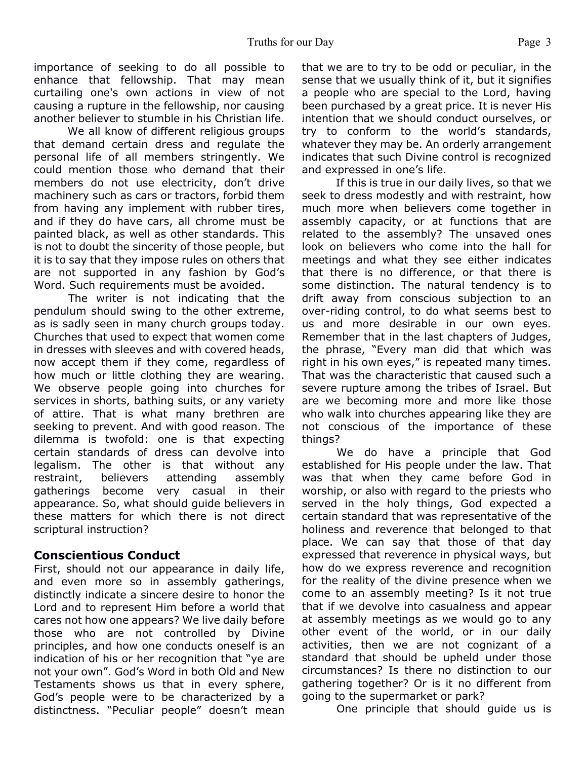importance of seeking to do all possible to enhance that fellowship. That may mean curtailing one's own actions in view of not causing a rupture in the fellowship, nor causing another believer to stumble in his Christian life.

We all know of different religious groups that demand certain dress and regulate the personal life of all members stringently. We could mention those who demand that their members do not use electricity, don't drive machinery such as cars or tractors, forbid them from having any implement with rubber tires, and if they do have cars, all chrome must be painted black, as well as other standards. This is not to doubt the sincerity of those people, but it is to say that they impose rules on others that are not supported in any fashion by God's Word. Such requirements must be avoided.

The writer is not indicating that the pendulum should swing to the other extreme, as is sadly seen in many church groups today. Churches that used to expect that women come in dresses with sleeves and with covered heads, now accept them if they come, regardless of how much or little clothing they are wearing. We observe people going into churches for services in shorts, bathing suits, or any variety of attire. That is what many brethren are seeking to prevent. And with good reason. The dilemma is twofold: one is that expecting certain standards of dress can devolve into legalism. The other is that without any restraint, believers attending assembly gatherings become very casual in their appearance. So, what should guide believers in these matters for which there is not direct scriptural instruction?

### Conscientious Conduct

First, should not our appearance in daily life, and even more so in assembly gatherings, distinctly indicate a sincere desire to honor the Lord and to represent Him before a world that cares not how one appears? We live daily before those who are not controlled by Divine principles, and how one conducts oneself is an indication of his or her recognition that "ye are not your own". God's Word in both Old and New Testaments shows us that in every sphere, God's people were to be characterized by a distinctness. "Peculiar people" doesn't mean that we are to try to be odd or peculiar, in the sense that we usually think of it, but it signifies a people who are special to the Lord, having been purchased by a great price. It is never His intention that we should conduct ourselves, or try to conform to the world's standards, whatever they may be. An orderly arrangement indicates that such Divine control is recognized and expressed in one's life.

If this is true in our daily lives, so that we seek to dress modestly and with restraint, how much more when believers come together in assembly capacity, or at functions that are related to the assembly? The unsaved ones look on believers who come into the hall for meetings and what they see either indicates that there is no difference, or that there is some distinction. The natural tendency is to drift away from conscious subjection to an over-riding control, to do what seems best to us and more desirable in our own eyes. Remember that in the last chapters of Judges, the phrase, "Every man did that which was right in his own eyes," is repeated many times. That was the characteristic that caused such a severe rupture among the tribes of Israel. But are we becoming more and more like those who walk into churches appearing like they are not conscious of the importance of these things?

We do have a principle that God established for His people under the law. That was that when they came before God in worship, or also with regard to the priests who served in the holy things, God expected a certain standard that was representative of the holiness and reverence that belonged to that place. We can say that those of that day expressed that reverence in physical ways, but how do we express reverence and recognition for the reality of the divine presence when we come to an assembly meeting? Is it not true that if we devolve into casualness and appear at assembly meetings as we would go to any other event of the world, or in our daily activities, then we are not cognizant of a standard that should be upheld under those circumstances? Is there no distinction to our gathering together? Or is it no different from going to the supermarket or park?

One principle that should guide us is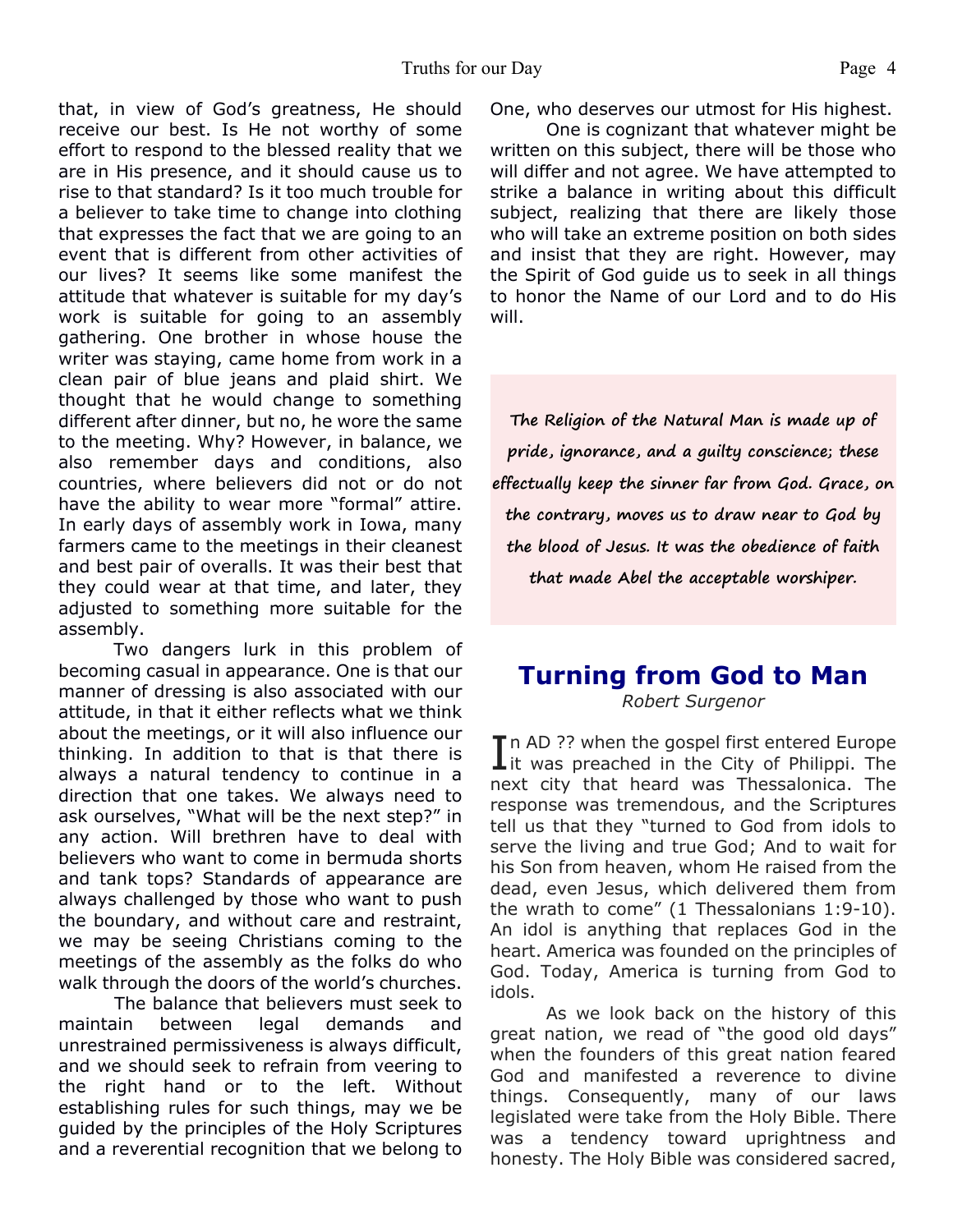that, in view of God's greatness, He should receive our best. Is He not worthy of some effort to respond to the blessed reality that we are in His presence, and it should cause us to rise to that standard? Is it too much trouble for a believer to take time to change into clothing that expresses the fact that we are going to an event that is different from other activities of our lives? It seems like some manifest the attitude that whatever is suitable for my day's work is suitable for going to an assembly gathering. One brother in whose house the writer was staying, came home from work in a clean pair of blue jeans and plaid shirt. We thought that he would change to something different after dinner, but no, he wore the same to the meeting. Why? However, in balance, we also remember days and conditions, also countries, where believers did not or do not have the ability to wear more "formal" attire. In early days of assembly work in Iowa, many farmers came to the meetings in their cleanest and best pair of overalls. It was their best that they could wear at that time, and later, they adjusted to something more suitable for the assembly.

Two dangers lurk in this problem of becoming casual in appearance. One is that our manner of dressing is also associated with our attitude, in that it either reflects what we think about the meetings, or it will also influence our thinking. In addition to that is that there is always a natural tendency to continue in a direction that one takes. We always need to ask ourselves, "What will be the next step?" in any action. Will brethren have to deal with believers who want to come in bermuda shorts and tank tops? Standards of appearance are always challenged by those who want to push the boundary, and without care and restraint, we may be seeing Christians coming to the meetings of the assembly as the folks do who walk through the doors of the world's churches.

The balance that believers must seek to maintain between legal demands and unrestrained permissiveness is always difficult, and we should seek to refrain from veering to the right hand or to the left. Without establishing rules for such things, may we be guided by the principles of the Holy Scriptures and a reverential recognition that we belong to One, who deserves our utmost for His highest.

One is cognizant that whatever might be written on this subject, there will be those who will differ and not agree. We have attempted to strike a balance in writing about this difficult subject, realizing that there are likely those who will take an extreme position on both sides and insist that they are right. However, may the Spirit of God guide us to seek in all things to honor the Name of our Lord and to do His will.

**The Religion of the Natural Man is made up of pride, ignorance, and a guilty conscience; these effectually keep the sinner far from God. Grace, on the contrary, moves us to draw near to God by the blood of Jesus. It was the obedience of faith that made Abel the acceptable worshiper.**

## Turning from God to Man

*Robert Surgenor*

In AD ?? when the gospel first entered Europe it was preached in the City of Philippi. The next city that heard was Thessalonica. The response was tremendous, and the Scriptures tell us that they "turned to God from idols to serve the living and true God; And to wait for his Son from heaven, whom He raised from the dead, even Jesus, which delivered them from the wrath to come" (1 Thessalonians 1:9-10). An idol is anything that replaces God in the heart. America was founded on the principles of God. Today, America is turning from God to idols.

As we look back on the history of this great nation, we read of "the good old days" when the founders of this great nation feared God and manifested a reverence to divine things. Consequently, many of our laws legislated were take from the Holy Bible. There was a tendency toward uprightness and honesty. The Holy Bible was considered sacred,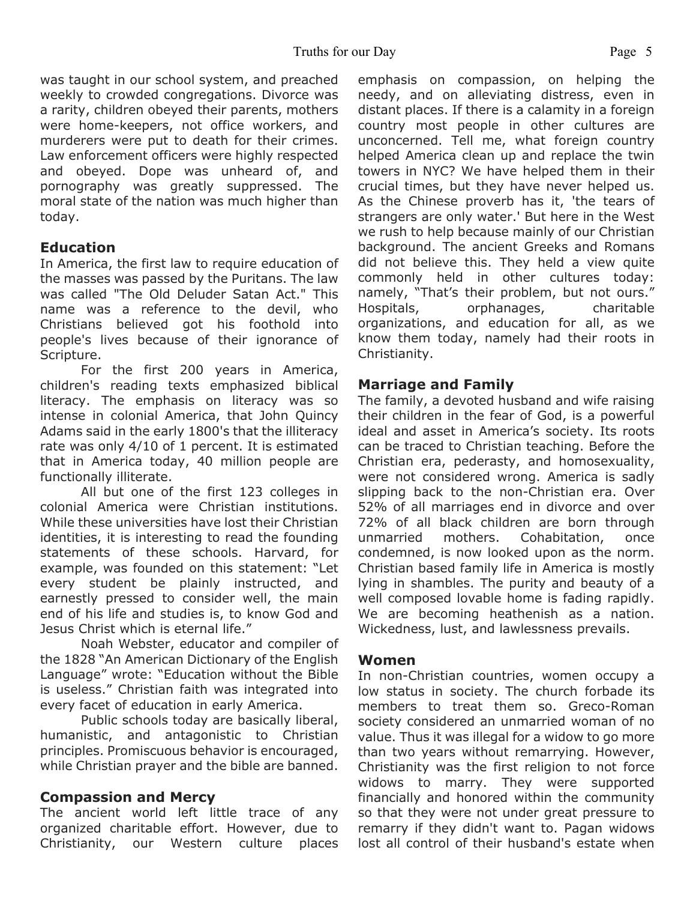was taught in our school system, and preached weekly to crowded congregations. Divorce was a rarity, children obeyed their parents, mothers were home-keepers, not office workers, and murderers were put to death for their crimes. Law enforcement officers were highly respected and obeyed. Dope was unheard of, and pornography was greatly suppressed. The moral state of the nation was much higher than today.

## Education

In America, the first law to require education of the masses was passed by the Puritans. The law was called "The Old Deluder Satan Act." This name was a reference to the devil, who Christians believed got his foothold into people's lives because of their ignorance of Scripture.

For the first 200 years in America, children's reading texts emphasized biblical literacy. The emphasis on literacy was so intense in colonial America, that John Quincy Adams said in the early 1800's that the illiteracy rate was only 4/10 of 1 percent. It is estimated that in America today, 40 million people are functionally illiterate.

All but one of the first 123 colleges in colonial America were Christian institutions. While these universities have lost their Christian identities, it is interesting to read the founding statements of these schools. Harvard, for example, was founded on this statement: "Let every student be plainly instructed, and earnestly pressed to consider well, the main end of his life and studies is, to know God and Jesus Christ which is eternal life."

Noah Webster, educator and compiler of the 1828 "An American Dictionary of the English Language" wrote: "Education without the Bible is useless." Christian faith was integrated into every facet of education in early America.

Public schools today are basically liberal, humanistic, and antagonistic to Christian principles. Promiscuous behavior is encouraged, while Christian prayer and the bible are banned.

## Compassion and Mercy

The ancient world left little trace of any organized charitable effort. However, due to Christianity, our Western culture places emphasis on compassion, on helping the needy, and on alleviating distress, even in distant places. If there is a calamity in a foreign country most people in other cultures are unconcerned. Tell me, what foreign country helped America clean up and replace the twin towers in NYC? We have helped them in their crucial times, but they have never helped us. As the Chinese proverb has it, 'the tears of strangers are only water.' But here in the West we rush to help because mainly of our Christian background. The ancient Greeks and Romans did not believe this. They held a view quite commonly held in other cultures today: namely, "That's their problem, but not ours." Hospitals, orphanages, charitable organizations, and education for all, as we know them today, namely had their roots in Christianity.

## Marriage and Family

The family, a devoted husband and wife raising their children in the fear of God, is a powerful ideal and asset in America's society. Its roots can be traced to Christian teaching. Before the Christian era, pederasty, and homosexuality, were not considered wrong. America is sadly slipping back to the non-Christian era. Over 52% of all marriages end in divorce and over 72% of all black children are born through unmarried mothers. Cohabitation, once condemned, is now looked upon as the norm. Christian based family life in America is mostly lying in shambles. The purity and beauty of a well composed lovable home is fading rapidly. We are becoming heathenish as a nation. Wickedness, lust, and lawlessness prevails.

## Women

In non-Christian countries, women occupy a low status in society. The church forbade its members to treat them so. Greco-Roman society considered an unmarried woman of no value. Thus it was illegal for a widow to go more than two years without remarrying. However, Christianity was the first religion to not force widows to marry. They were supported financially and honored within the community so that they were not under great pressure to remarry if they didn't want to. Pagan widows lost all control of their husband's estate when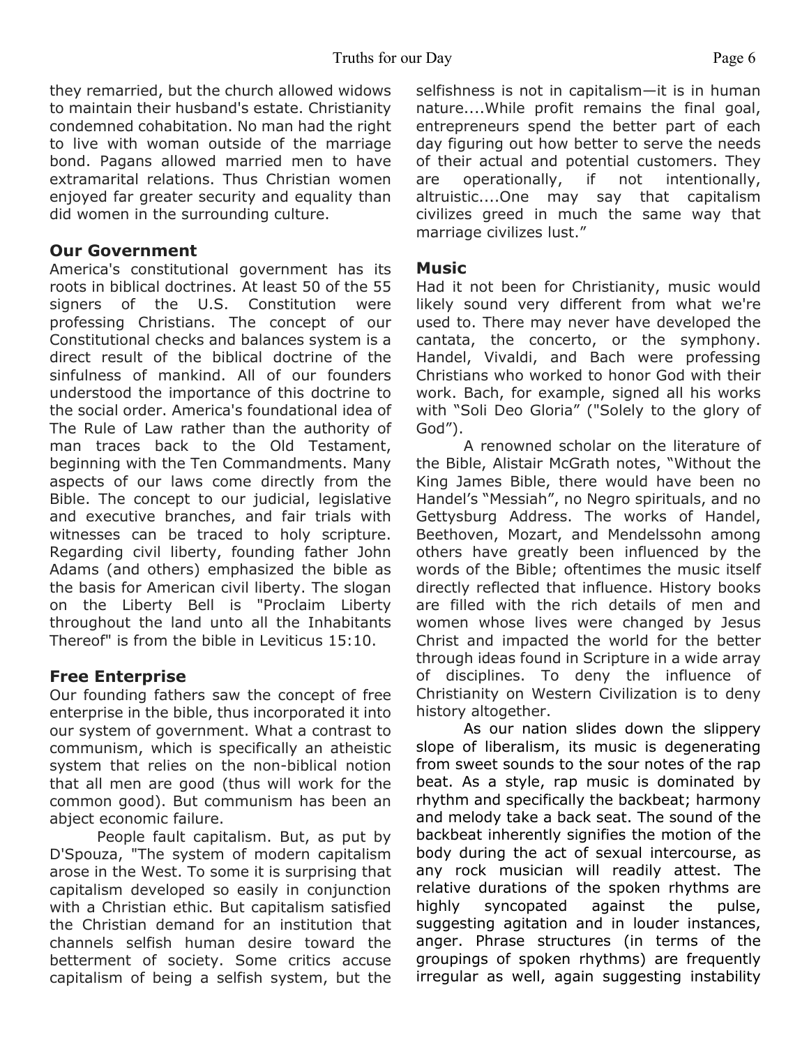they remarried, but the church allowed widows to maintain their husband's estate. Christianity condemned cohabitation. No man had the right to live with woman outside of the marriage bond. Pagans allowed married men to have extramarital relations. Thus Christian women enjoyed far greater security and equality than did women in the surrounding culture.

## Our Government

America's constitutional government has its roots in biblical doctrines. At least 50 of the 55 signers of the U.S. Constitution were professing Christians. The concept of our Constitutional checks and balances system is a direct result of the biblical doctrine of the sinfulness of mankind. All of our founders understood the importance of this doctrine to the social order. America's foundational idea of The Rule of Law rather than the authority of man traces back to the Old Testament, beginning with the Ten Commandments. Many aspects of our laws come directly from the Bible. The concept to our judicial, legislative and executive branches, and fair trials with witnesses can be traced to holy scripture. Regarding civil liberty, founding father John Adams (and others) emphasized the bible as the basis for American civil liberty. The slogan on the Liberty Bell is "Proclaim Liberty throughout the land unto all the Inhabitants Thereof" is from the bible in Leviticus 15:10.

## Free Enterprise

Our founding fathers saw the concept of free enterprise in the bible, thus incorporated it into our system of government. What a contrast to communism, which is specifically an atheistic system that relies on the non-biblical notion that all men are good (thus will work for the common good). But communism has been an abject economic failure.

People fault capitalism. But, as put by D'Spouza, "The system of modern capitalism arose in the West. To some it is surprising that capitalism developed so easily in conjunction with a Christian ethic. But capitalism satisfied the Christian demand for an institution that channels selfish human desire toward the betterment of society. Some critics accuse capitalism of being a selfish system, but the selfishness is not in capitalism—it is in human nature....While profit remains the final goal, entrepreneurs spend the better part of each day figuring out how better to serve the needs of their actual and potential customers. They are operationally, if not intentionally, altruistic....One may say that capitalism civilizes greed in much the same way that marriage civilizes lust."

## Music

Had it not been for Christianity, music would likely sound very different from what we're used to. There may never have developed the cantata, the concerto, or the symphony. Handel, Vivaldi, and Bach were professing Christians who worked to honor God with their work. Bach, for example, signed all his works with "Soli Deo Gloria" ("Solely to the glory of God").

A renowned scholar on the literature of the Bible, Alistair McGrath notes, "Without the King James Bible, there would have been no Handel's "Messiah", no Negro spirituals, and no Gettysburg Address. The works of Handel, Beethoven, Mozart, and Mendelssohn among others have greatly been influenced by the words of the Bible; oftentimes the music itself directly reflected that influence. History books are filled with the rich details of men and women whose lives were changed by Jesus Christ and impacted the world for the better through ideas found in Scripture in a wide array of disciplines. To deny the influence of Christianity on Western Civilization is to deny history altogether.

As our nation slides down the slippery slope of liberalism, its music is degenerating from sweet sounds to the sour notes of the rap beat. As a style, rap music is dominated by rhythm and specifically the backbeat; harmony and melody take a back seat. The sound of the backbeat inherently signifies the motion of the body during the act of sexual intercourse, as any rock musician will readily attest. The relative durations of the spoken rhythms are highly syncopated against the pulse, suggesting agitation and in louder instances, anger. Phrase structures (in terms of the groupings of spoken rhythms) are frequently irregular as well, again suggesting instability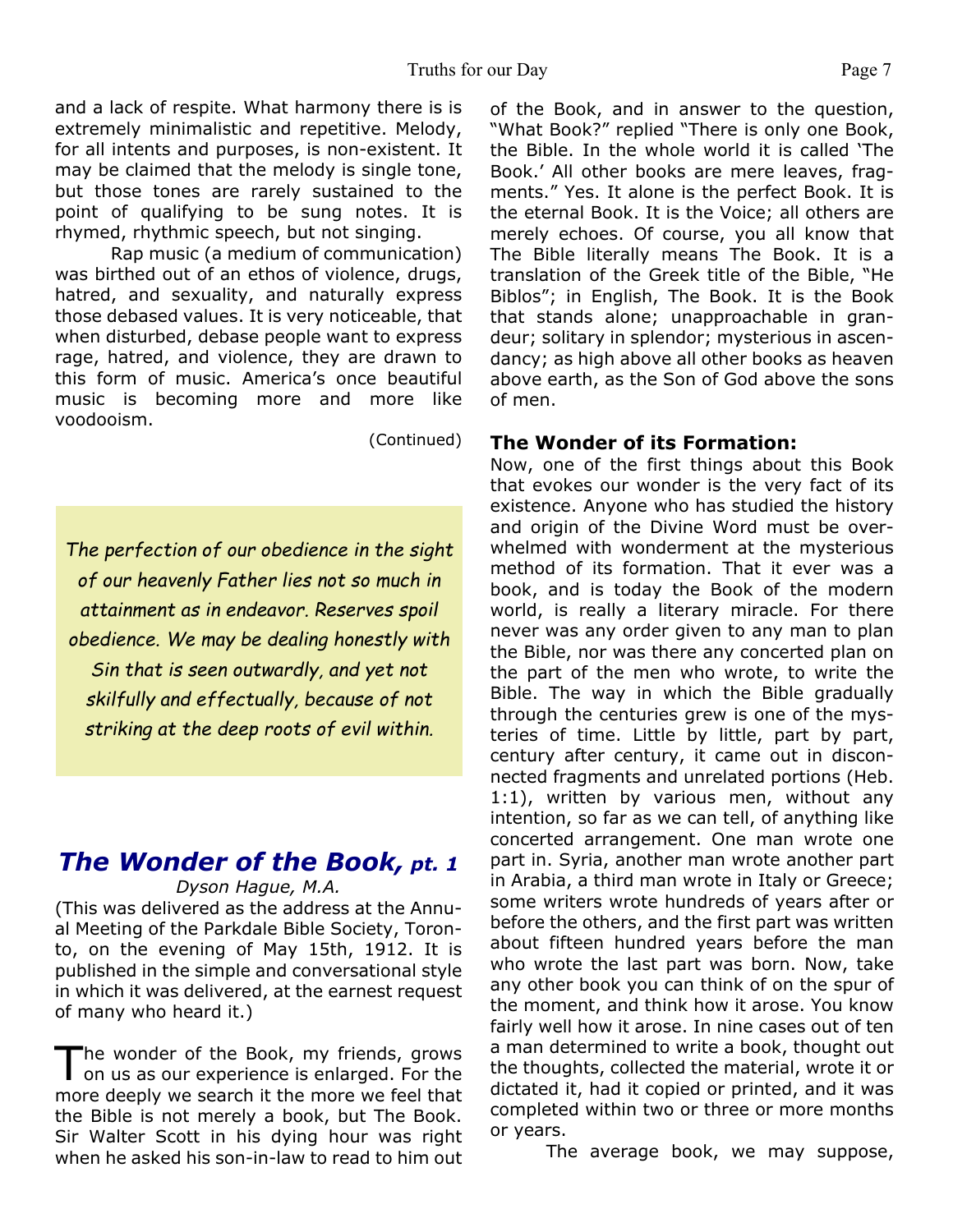and a lack of respite. What harmony there is is extremely minimalistic and repetitive. Melody, for all intents and purposes, is non-existent. It may be claimed that the melody is single tone, but those tones are rarely sustained to the point of qualifying to be sung notes. It is rhymed, rhythmic speech, but not singing.

Rap music (a medium of communication) was birthed out of an ethos of violence, drugs, hatred, and sexuality, and naturally express those debased values. It is very noticeable, that when disturbed, debase people want to express rage, hatred, and violence, they are drawn to this form of music. America's once beautiful music is becoming more and more like voodooism.

(Continued)

*The perfection of our obedience in the sight of our heavenly Father lies not so much in attainment as in endeavor. Reserves spoil obedience. We may be dealing honestly with Sin that is seen outwardly, and yet not skilfully and effectually, because of not striking at the deep roots of evil within.*

## *The Wonder of the Book, pt. 1*

*Dyson Hague, M.A.*

(This was delivered as the address at the Annual Meeting of the Parkdale Bible Society, Toronto, on the evening of May 15th, 1912. It is published in the simple and conversational style in which it was delivered, at the earnest request of many who heard it.)

The wonder of the Book, my friends, grows on us as our experience is enlarged. For the more deeply we search it the more we feel that the Bible is not merely a book, but The Book. Sir Walter Scott in his dying hour was right when he asked his son-in-law to read to him out of the Book, and in answer to the question, "What Book?" replied "There is only one Book, the Bible. In the whole world it is called 'The Book.' All other books are mere leaves, fragments." Yes. It alone is the perfect Book. It is the eternal Book. It is the Voice; all others are merely echoes. Of course, you all know that The Bible literally means The Book. It is a translation of the Greek title of the Bible, "He Biblos"; in English, The Book. It is the Book that stands alone; unapproachable in grandeur; solitary in splendor; mysterious in ascendancy; as high above all other books as heaven above earth, as the Son of God above the sons of men.

### The Wonder of its Formation:

Now, one of the first things about this Book that evokes our wonder is the very fact of its existence. Anyone who has studied the history and origin of the Divine Word must be overwhelmed with wonderment at the mysterious method of its formation. That it ever was a book, and is today the Book of the modern world, is really a literary miracle. For there never was any order given to any man to plan the Bible, nor was there any concerted plan on the part of the men who wrote, to write the Bible. The way in which the Bible gradually through the centuries grew is one of the mysteries of time. Little by little, part by part, century after century, it came out in disconnected fragments and unrelated portions (Heb. 1:1), written by various men, without any intention, so far as we can tell, of anything like concerted arrangement. One man wrote one part in. Syria, another man wrote another part in Arabia, a third man wrote in Italy or Greece; some writers wrote hundreds of years after or before the others, and the first part was written about fifteen hundred years before the man who wrote the last part was born. Now, take any other book you can think of on the spur of the moment, and think how it arose. You know fairly well how it arose. In nine cases out of ten a man determined to write a book, thought out the thoughts, collected the material, wrote it or dictated it, had it copied or printed, and it was completed within two or three or more months or years.

The average book, we may suppose,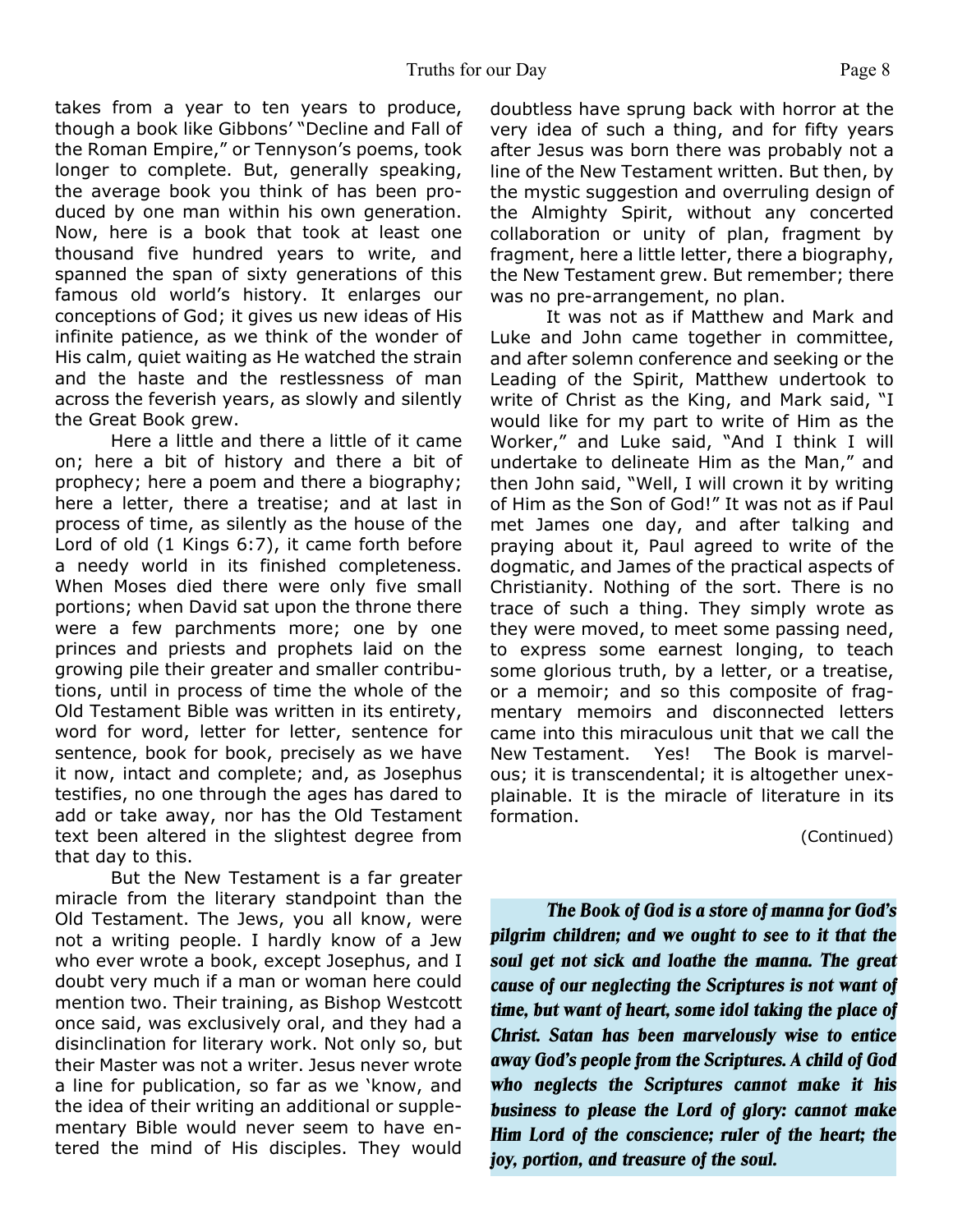takes from a year to ten years to produce, though a book like Gibbons' "Decline and Fall of the Roman Empire," or Tennyson's poems, took longer to complete. But, generally speaking, the average book you think of has been produced by one man within his own generation. Now, here is a book that took at least one thousand five hundred years to write, and spanned the span of sixty generations of this famous old world's history. It enlarges our conceptions of God; it gives us new ideas of His infinite patience, as we think of the wonder of His calm, quiet waiting as He watched the strain and the haste and the restlessness of man across the feverish years, as slowly and silently the Great Book grew.

Here a little and there a little of it came on; here a bit of history and there a bit of prophecy; here a poem and there a biography; here a letter, there a treatise; and at last in process of time, as silently as the house of the Lord of old (1 Kings 6:7), it came forth before a needy world in its finished completeness. When Moses died there were only five small portions; when David sat upon the throne there were a few parchments more; one by one princes and priests and prophets laid on the growing pile their greater and smaller contributions, until in process of time the whole of the Old Testament Bible was written in its entirety, word for word, letter for letter, sentence for sentence, book for book, precisely as we have it now, intact and complete; and, as Josephus testifies, no one through the ages has dared to add or take away, nor has the Old Testament text been altered in the slightest degree from that day to this.

But the New Testament is a far greater miracle from the literary standpoint than the Old Testament. The Jews, you all know, were not a writing people. I hardly know of a Jew who ever wrote a book, except Josephus, and I doubt very much if a man or woman here could mention two. Their training, as Bishop Westcott once said, was exclusively oral, and they had a disinclination for literary work. Not only so, but their Master was not a writer. Jesus never wrote a line for publication, so far as we 'know, and the idea of their writing an additional or supplementary Bible would never seem to have entered the mind of His disciples. They would doubtless have sprung back with horror at the very idea of such a thing, and for fifty years after Jesus was born there was probably not a line of the New Testament written. But then, by the mystic suggestion and overruling design of the Almighty Spirit, without any concerted collaboration or unity of plan, fragment by fragment, here a little letter, there a biography, the New Testament grew. But remember; there was no pre-arrangement, no plan.

It was not as if Matthew and Mark and Luke and John came together in committee, and after solemn conference and seeking or the Leading of the Spirit, Matthew undertook to write of Christ as the King, and Mark said, "I would like for my part to write of Him as the Worker," and Luke said, "And I think I will undertake to delineate Him as the Man," and then John said, "Well, I will crown it by writing of Him as the Son of God!" It was not as if Paul met James one day, and after talking and praying about it, Paul agreed to write of the dogmatic, and James of the practical aspects of Christianity. Nothing of the sort. There is no trace of such a thing. They simply wrote as they were moved, to meet some passing need, to express some earnest longing, to teach some glorious truth, by a letter, or a treatise, or a memoir; and so this composite of fragmentary memoirs and disconnected letters came into this miraculous unit that we call the New Testament. Yes! The Book is marvelous; it is transcendental; it is altogether unexplainable. It is the miracle of literature in its formation.

(Continued)

***The Book of God is a store of manna for God's pilgrim children; and we ought to see to it that the soul get not sick and loathe the manna. The great cause of our neglecting the Scriptures is not want of time, but want of heart, some idol taking the place of Christ. Satan has been marvelously wise to entice away God's people from the Scriptures. A child of God who neglects the Scriptures cannot make it his business to please the Lord of glory: cannot make Him Lord of the conscience; ruler of the heart; the joy, portion, and treasure of the soul.***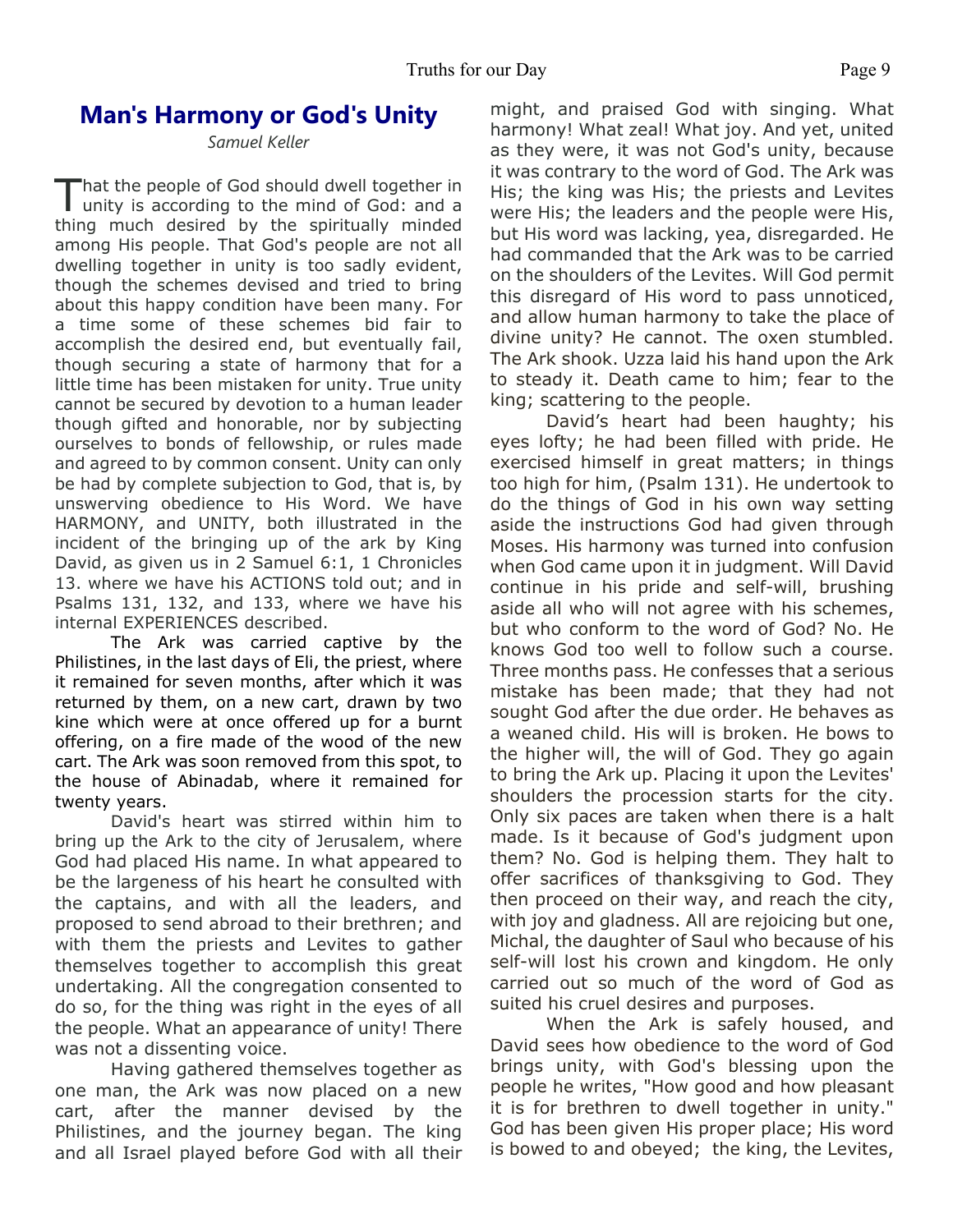## Man's Harmony or God's Unity

*Samuel Keller*

That the people of God should dwell together in unity is according to the mind of God: and a thing much desired by the spiritually minded among His people. That God's people are not all dwelling together in unity is too sadly evident, though the schemes devised and tried to bring about this happy condition have been many. For a time some of these schemes bid fair to accomplish the desired end, but eventually fail, though securing a state of harmony that for a little time has been mistaken for unity. True unity cannot be secured by devotion to a human leader though gifted and honorable, nor by subjecting ourselves to bonds of fellowship, or rules made and agreed to by common consent. Unity can only be had by complete subjection to God, that is, by unswerving obedience to His Word. We have HARMONY, and UNITY, both illustrated in the incident of the bringing up of the ark by King David, as given us in 2 Samuel 6:1, 1 Chronicles 13. where we have his ACTIONS told out; and in Psalms 131, 132, and 133, where we have his internal EXPERIENCES described.

The Ark was carried captive by the Philistines, in the last days of Eli, the priest, where it remained for seven months, after which it was returned by them, on a new cart, drawn by two kine which were at once offered up for a burnt offering, on a fire made of the wood of the new cart. The Ark was soon removed from this spot, to the house of Abinadab, where it remained for twenty years.

David's heart was stirred within him to bring up the Ark to the city of Jerusalem, where God had placed His name. In what appeared to be the largeness of his heart he consulted with the captains, and with all the leaders, and proposed to send abroad to their brethren; and with them the priests and Levites to gather themselves together to accomplish this great undertaking. All the congregation consented to do so, for the thing was right in the eyes of all the people. What an appearance of unity! There was not a dissenting voice.

Having gathered themselves together as one man, the Ark was now placed on a new cart, after the manner devised by the Philistines, and the journey began. The king and all Israel played before God with all their might, and praised God with singing. What harmony! What zeal! What joy. And yet, united as they were, it was not God's unity, because it was contrary to the word of God. The Ark was His; the king was His; the priests and Levites were His; the leaders and the people were His, but His word was lacking, yea, disregarded. He had commanded that the Ark was to be carried on the shoulders of the Levites. Will God permit this disregard of His word to pass unnoticed, and allow human harmony to take the place of divine unity? He cannot. The oxen stumbled. The Ark shook. Uzza laid his hand upon the Ark to steady it. Death came to him; fear to the king; scattering to the people.

David's heart had been haughty; his eyes lofty; he had been filled with pride. He exercised himself in great matters; in things too high for him, (Psalm 131). He undertook to do the things of God in his own way setting aside the instructions God had given through Moses. His harmony was turned into confusion when God came upon it in judgment. Will David continue in his pride and self-will, brushing aside all who will not agree with his schemes, but who conform to the word of God? No. He knows God too well to follow such a course. Three months pass. He confesses that a serious mistake has been made; that they had not sought God after the due order. He behaves as a weaned child. His will is broken. He bows to the higher will, the will of God. They go again to bring the Ark up. Placing it upon the Levites' shoulders the procession starts for the city. Only six paces are taken when there is a halt made. Is it because of God's judgment upon them? No. God is helping them. They halt to offer sacrifices of thanksgiving to God. They then proceed on their way, and reach the city, with joy and gladness. All are rejoicing but one, Michal, the daughter of Saul who because of his self-will lost his crown and kingdom. He only carried out so much of the word of God as suited his cruel desires and purposes.

When the Ark is safely housed, and David sees how obedience to the word of God brings unity, with God's blessing upon the people he writes, "How good and how pleasant it is for brethren to dwell together in unity." God has been given His proper place; His word is bowed to and obeyed; the king, the Levites,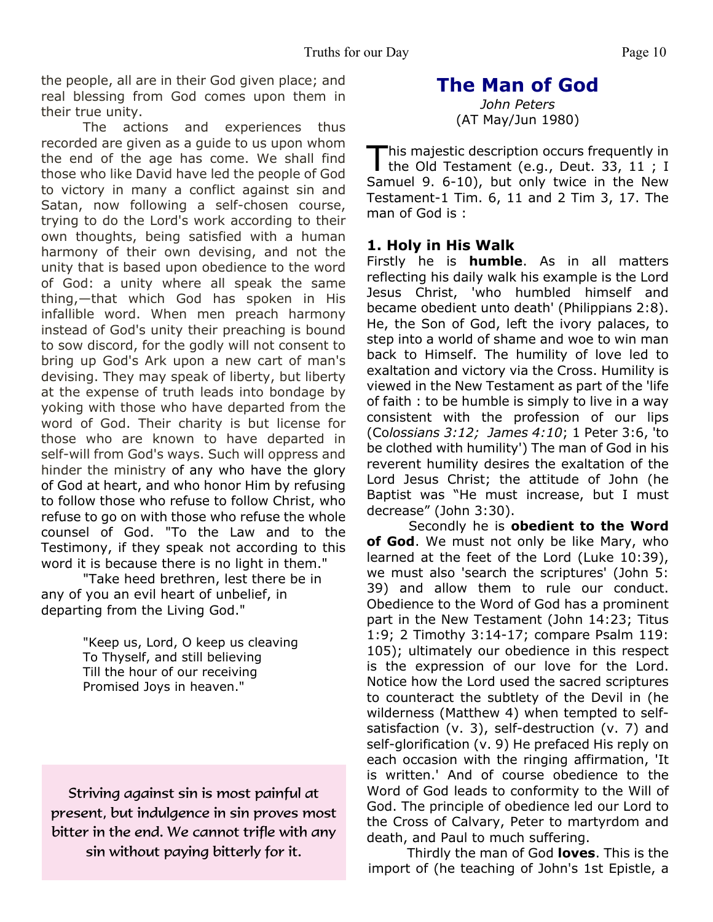the people, all are in their God given place; and real blessing from God comes upon them in their true unity.

The actions and experiences thus recorded are given as a guide to us upon whom the end of the age has come. We shall find those who like David have led the people of God to victory in many a conflict against sin and Satan, now following a self-chosen course, trying to do the Lord's work according to their own thoughts, being satisfied with a human harmony of their own devising, and not the unity that is based upon obedience to the word of God: a unity where all speak the same thing,—that which God has spoken in His infallible word. When men preach harmony instead of God's unity their preaching is bound to sow discord, for the godly will not consent to bring up God's Ark upon a new cart of man's devising. They may speak of liberty, but liberty at the expense of truth leads into bondage by yoking with those who have departed from the word of God. Their charity is but license for those who are known to have departed in self-will from God's ways. Such will oppress and hinder the ministry of any who have the glory of God at heart, and who honor Him by refusing to follow those who refuse to follow Christ, who refuse to go on with those who refuse the whole counsel of God. "To the Law and to the Testimony, if they speak not according to this word it is because there is no light in them."

"Take heed brethren, lest there be in any of you an evil heart of unbelief, in departing from the Living God."

"Keep us, Lord, O keep us cleaving
To Thyself, and still believing
Till the hour of our receiving
Promised Joys in heaven."

Striving against sin is most painful at present, but indulgence in sin proves most bitter in the end. We cannot trifle with any sin without paying bitterly for it.

# The Man of God

*John Peters*
(AT May/Jun 1980)

This majestic description occurs frequently in the Old Testament (e.g., Deut. 33, 11 ; I Samuel 9. 6-10), but only twice in the New Testament-1 Tim. 6, 11 and 2 Tim 3, 17. The man of God is :

### 1. Holy in His Walk

Firstly he is **humble**. As in all matters reflecting his daily walk his example is the Lord Jesus Christ, 'who humbled himself and became obedient unto death' (Philippians 2:8). He, the Son of God, left the ivory palaces, to step into a world of shame and woe to win man back to Himself. The humility of love led to exaltation and victory via the Cross. Humility is viewed in the New Testament as part of the 'life of faith : to be humble is simply to live in a way consistent with the profession of our lips (C*olossians 3:12; James 4:10*; 1 Peter 3:6, 'to be clothed with humility') The man of God in his reverent humility desires the exaltation of the Lord Jesus Christ; the attitude of John (he Baptist was "He must increase, but I must decrease" (John 3:30).

Secondly he is **obedient to the Word of God**. We must not only be like Mary, who learned at the feet of the Lord (Luke 10:39), we must also 'search the scriptures' (John 5: 39) and allow them to rule our conduct. Obedience to the Word of God has a prominent part in the New Testament (John 14:23; Titus 1:9; 2 Timothy 3:14-17; compare Psalm 119: 105); ultimately our obedience in this respect is the expression of our love for the Lord. Notice how the Lord used the sacred scriptures to counteract the subtlety of the Devil in (he wilderness (Matthew 4) when tempted to self-satisfaction (v. 3), self-destruction (v. 7) and self-glorification (v. 9) He prefaced His reply on each occasion with the ringing affirmation, 'It is written.' And of course obedience to the Word of God leads to conformity to the Will of God. The principle of obedience led our Lord to the Cross of Calvary, Peter to martyrdom and death, and Paul to much suffering.

Thirdly the man of God **loves**. This is the import of (he teaching of John's 1st Epistle, a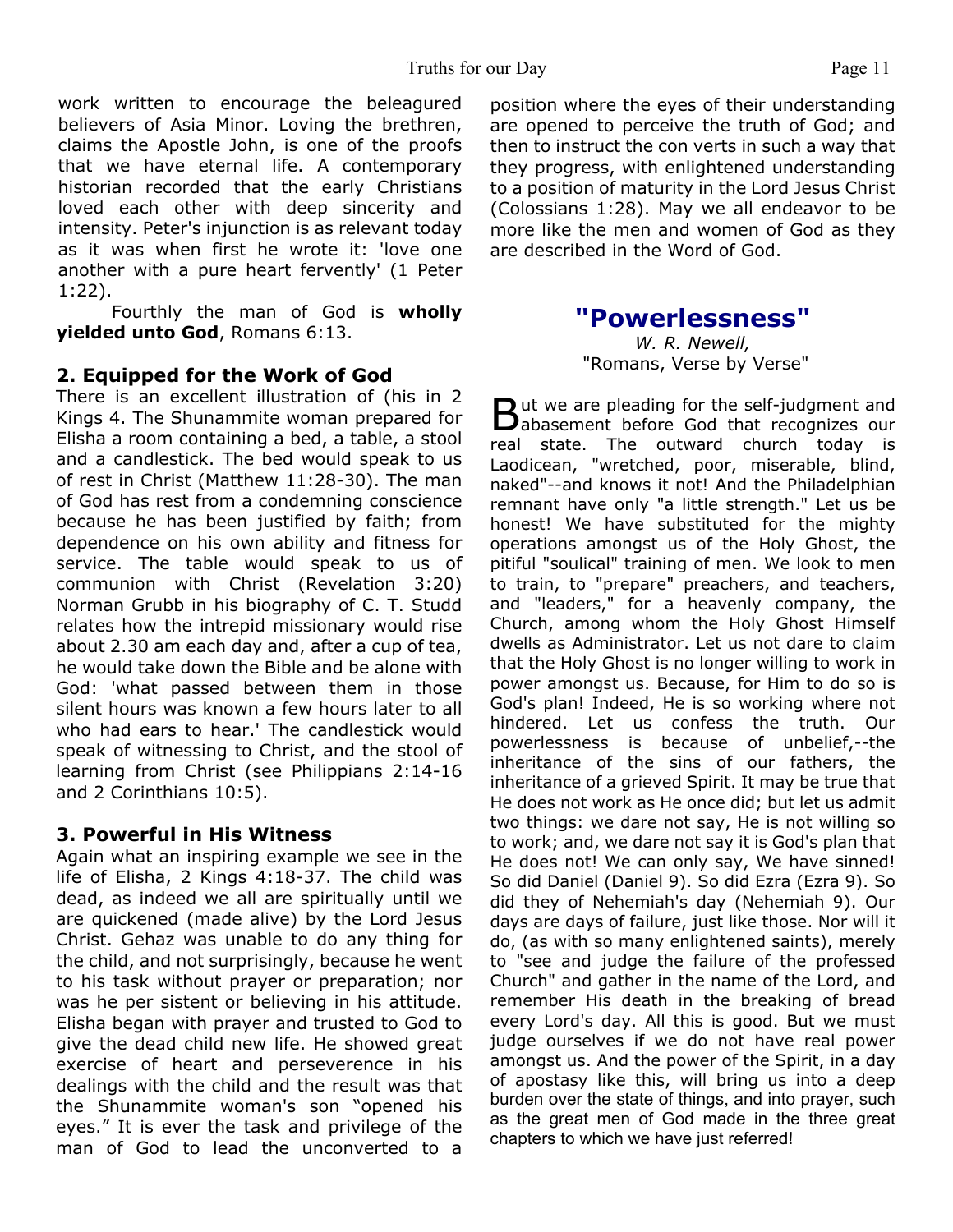work written to encourage the beleagured believers of Asia Minor. Loving the brethren, claims the Apostle John, is one of the proofs that we have eternal life. A contemporary historian recorded that the early Christians loved each other with deep sincerity and intensity. Peter's injunction is as relevant today as it was when first he wrote it: 'love one another with a pure heart fervently' (1 Peter 1:22).

Fourthly the man of God is **wholly yielded unto God**, Romans 6:13.

### 2. Equipped for the Work of God

There is an excellent illustration of (his in 2 Kings 4. The Shunammite woman prepared for Elisha a room containing a bed, a table, a stool and a candlestick. The bed would speak to us of rest in Christ (Matthew 11:28-30). The man of God has rest from a condemning conscience because he has been justified by faith; from dependence on his own ability and fitness for service. The table would speak to us of communion with Christ (Revelation 3:20) Norman Grubb in his biography of C. T. Studd relates how the intrepid missionary would rise about 2.30 am each day and, after a cup of tea, he would take down the Bible and be alone with God: 'what passed between them in those silent hours was known a few hours later to all who had ears to hear.' The candlestick would speak of witnessing to Christ, and the stool of learning from Christ (see Philippians 2:14-16 and 2 Corinthians 10:5).

### 3. Powerful in His Witness

Again what an inspiring example we see in the life of Elisha, 2 Kings 4:18-37. The child was dead, as indeed we all are spiritually until we are quickened (made alive) by the Lord Jesus Christ. Gehaz was unable to do any thing for the child, and not surprisingly, because he went to his task without prayer or preparation; nor was he per sistent or believing in his attitude. Elisha began with prayer and trusted to God to give the dead child new life. He showed great exercise of heart and perseverence in his dealings with the child and the result was that the Shunammite woman's son "opened his eyes." It is ever the task and privilege of the man of God to lead the unconverted to a position where the eyes of their understanding are opened to perceive the truth of God; and then to instruct the con verts in such a way that they progress, with enlightened understanding to a position of maturity in the Lord Jesus Christ (Colossians 1:28). May we all endeavor to be more like the men and women of God as they are described in the Word of God.

## "Powerlessness"

*W. R. Newell,*
"Romans, Verse by Verse"

But we are pleading for the self-judgment and abasement before God that recognizes our real state. The outward church today is Laodicean, "wretched, poor, miserable, blind, naked"--and knows it not! And the Philadelphian remnant have only "a little strength." Let us be honest! We have substituted for the mighty operations amongst us of the Holy Ghost, the pitiful "soulical" training of men. We look to men to train, to "prepare" preachers, and teachers, and "leaders," for a heavenly company, the Church, among whom the Holy Ghost Himself dwells as Administrator. Let us not dare to claim that the Holy Ghost is no longer willing to work in power amongst us. Because, for Him to do so is God's plan! Indeed, He is so working where not hindered. Let us confess the truth. Our powerlessness is because of unbelief,--the inheritance of the sins of our fathers, the inheritance of a grieved Spirit. It may be true that He does not work as He once did; but let us admit two things: we dare not say, He is not willing so to work; and, we dare not say it is God's plan that He does not! We can only say, We have sinned! So did Daniel (Daniel 9). So did Ezra (Ezra 9). So did they of Nehemiah's day (Nehemiah 9). Our days are days of failure, just like those. Nor will it do, (as with so many enlightened saints), merely to "see and judge the failure of the professed Church" and gather in the name of the Lord, and remember His death in the breaking of bread every Lord's day. All this is good. But we must judge ourselves if we do not have real power amongst us. And the power of the Spirit, in a day of apostasy like this, will bring us into a deep burden over the state of things, and into prayer, such as the great men of God made in the three great chapters to which we have just referred!